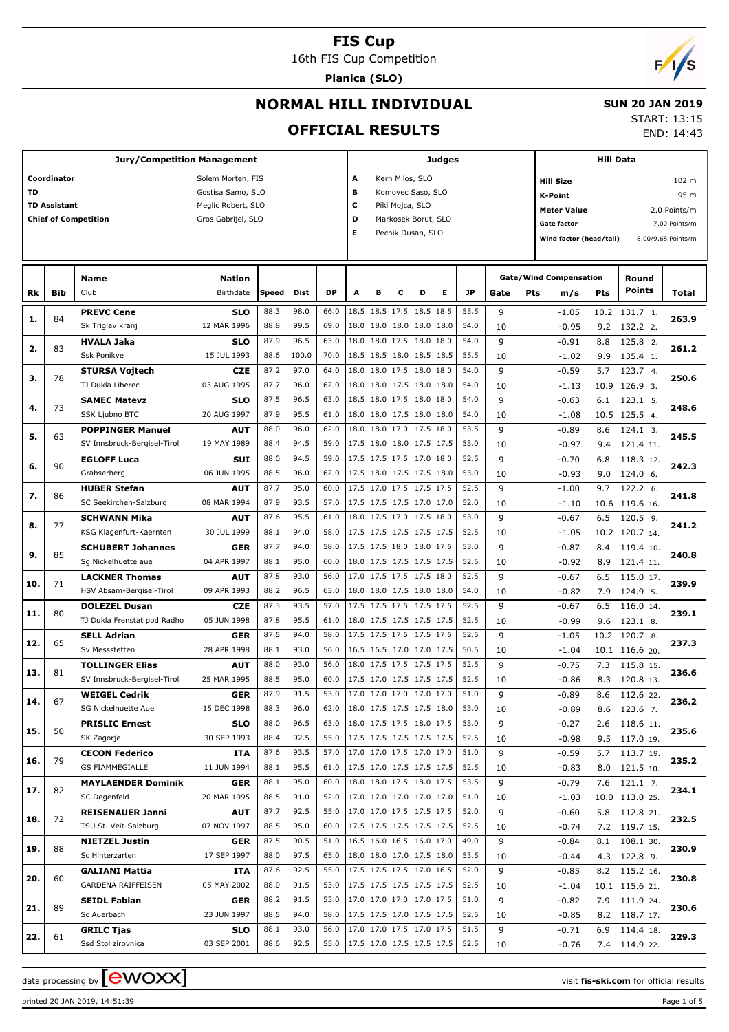# FIS Cup

16th FIS Cup Competition

**Planica (SLO)**

## NORMAL HILL INDIVIDUAL

## OFFICIAL RESULTS

**SUN 20 JAN 2019**

START: 13:15

END: 14:43

| Jury/Competition Management | |
|---|---|
| Coordinator | Solem Morten, FIS |
| TD | Gostisa Samo, SLO |
| TD Assistant | Meglic Robert, SLO |
| Chief of Competition | Gros Gabrijel, SLO |

| Judges | |
|---|---|
| A | Kern Milos, SLO |
| B | Komovec Saso, SLO |
| C | Pikl Mojca, SLO |
| D | Markosek Borut, SLO |
| E | Pecnik Dusan, SLO |

| Hill Data | |
|---|---|
| Hill Size | 102 m |
| K-Point | 95 m |
| Meter Value | 2.0 Points/m |
| Gate factor | 7.00 Points/m |
| Wind factor (head/tail) | 8.00/9.68 Points/m |

| Rk | Bib | Name / Club | Nation / Birthdate | Speed | Dist | DP | A | B | C | D | E | JP | Gate | Pts | m/s | Pts | Round Points | Total |
|---|---|---|---|---|---|---|---|---|---|---|---|---|---|---|---|---|---|---|
| 1. | 84 | **PREVC Cene** | **SLO** | 88.3 | 98.0 | 66.0 | 18.5 | 18.5 | 17.5 | 18.5 | 18.5 | 55.5 | 9 | | -1.05 | 10.2 | 131.7 1. | 263.9 |
| | | Sk Triglav kranj | 12 MAR 1996 | 88.8 | 99.5 | 69.0 | 18.0 | 18.0 | 18.0 | 18.0 | 18.0 | 54.0 | 10 | | -0.95 | 9.2 | 132.2 2. | |
| 2. | 83 | **HVALA Jaka** | **SLO** | 87.9 | 96.5 | 63.0 | 18.0 | 18.0 | 17.5 | 18.0 | 18.0 | 54.0 | 9 | | -0.91 | 8.8 | 125.8 2. | 261.2 |
| | | Ssk Ponikve | 15 JUL 1993 | 88.6 | 100.0 | 70.0 | 18.5 | 18.5 | 18.0 | 18.5 | 18.5 | 55.5 | 10 | | -1.02 | 9.9 | 135.4 1. | |
| 3. | 78 | **STURSA Vojtech** | **CZE** | 87.2 | 97.0 | 64.0 | 18.0 | 18.0 | 17.5 | 18.0 | 18.0 | 54.0 | 9 | | -0.59 | 5.7 | 123.7 4. | 250.6 |
| | | TJ Dukla Liberec | 03 AUG 1995 | 87.7 | 96.0 | 62.0 | 18.0 | 18.0 | 17.5 | 18.0 | 18.0 | 54.0 | 10 | | -1.13 | 10.9 | 126.9 3. | |
| 4. | 73 | **SAMEC Matevz** | **SLO** | 87.5 | 96.5 | 63.0 | 18.5 | 18.0 | 17.5 | 18.0 | 18.0 | 54.0 | 9 | | -0.63 | 6.1 | 123.1 5. | 248.6 |
| | | SSK Ljubno BTC | 20 AUG 1997 | 87.9 | 95.5 | 61.0 | 18.0 | 18.0 | 17.5 | 18.0 | 18.0 | 54.0 | 10 | | -1.08 | 10.5 | 125.5 4. | |
| 5. | 63 | **POPPINGER Manuel** | **AUT** | 88.0 | 96.0 | 62.0 | 18.0 | 18.0 | 17.0 | 17.5 | 18.0 | 53.5 | 9 | | -0.89 | 8.6 | 124.1 3. | 245.5 |
| | | SV Innsbruck-Bergisel-Tirol | 19 MAY 1989 | 88.4 | 94.5 | 59.0 | 17.5 | 18.0 | 18.0 | 17.5 | 17.5 | 53.0 | 10 | | -0.97 | 9.4 | 121.4 11. | |
| 6. | 90 | **EGLOFF Luca** | **SUI** | 88.0 | 94.5 | 59.0 | 17.5 | 17.5 | 17.5 | 17.0 | 18.0 | 52.5 | 9 | | -0.70 | 6.8 | 118.3 12. | 242.3 |
| | | Grabserberg | 06 JUN 1995 | 88.5 | 96.0 | 62.0 | 17.5 | 18.0 | 17.5 | 17.5 | 18.0 | 53.0 | 10 | | -0.93 | 9.0 | 124.0 6. | |
| 7. | 86 | **HUBER Stefan** | **AUT** | 87.7 | 95.0 | 60.0 | 17.5 | 17.0 | 17.5 | 17.5 | 17.5 | 52.5 | 9 | | -1.00 | 9.7 | 122.2 6. | 241.8 |
| | | SC Seekirchen-Salzburg | 08 MAR 1994 | 87.9 | 93.5 | 57.0 | 17.5 | 17.5 | 17.5 | 17.0 | 17.0 | 52.0 | 10 | | -1.10 | 10.6 | 119.6 16. | |
| 8. | 77 | **SCHWANN Mika** | **AUT** | 87.6 | 95.5 | 61.0 | 18.0 | 17.5 | 17.0 | 17.5 | 18.0 | 53.0 | 9 | | -0.67 | 6.5 | 120.5 9. | 241.2 |
| | | KSG Klagenfurt-Kaernten | 30 JUL 1999 | 88.1 | 94.0 | 58.0 | 17.5 | 17.5 | 17.5 | 17.5 | 17.5 | 52.5 | 10 | | -1.05 | 10.2 | 120.7 14. | |
| 9. | 85 | **SCHUBERT Johannes** | **GER** | 87.7 | 94.0 | 58.0 | 17.5 | 17.5 | 18.0 | 18.0 | 17.5 | 53.0 | 9 | | -0.87 | 8.4 | 119.4 10. | 240.8 |
| | | Sg Nickelhuette aue | 04 APR 1997 | 88.1 | 95.0 | 60.0 | 18.0 | 17.5 | 17.5 | 17.5 | 17.5 | 52.5 | 10 | | -0.92 | 8.9 | 121.4 11. | |
| 10. | 71 | **LACKNER Thomas** | **AUT** | 87.8 | 93.0 | 56.0 | 17.0 | 17.5 | 17.5 | 17.5 | 18.0 | 52.5 | 9 | | -0.67 | 6.5 | 115.0 17. | 239.9 |
| | | HSV Absam-Bergisel-Tirol | 09 APR 1993 | 88.2 | 96.5 | 63.0 | 18.0 | 18.0 | 17.5 | 18.0 | 18.0 | 54.0 | 10 | | -0.82 | 7.9 | 124.9 5. | |
| 11. | 80 | **DOLEZEL Dusan** | **CZE** | 87.3 | 93.5 | 57.0 | 17.5 | 17.5 | 17.5 | 17.5 | 17.5 | 52.5 | 9 | | -0.67 | 6.5 | 116.0 14. | 239.1 |
| | | TJ Dukla Frenstat pod Radho | 05 JUN 1998 | 87.8 | 95.5 | 61.0 | 18.0 | 17.5 | 17.5 | 17.5 | 17.5 | 52.5 | 10 | | -0.99 | 9.6 | 123.1 8. | |
| 12. | 65 | **SELL Adrian** | **GER** | 87.5 | 94.0 | 58.0 | 17.5 | 17.5 | 17.5 | 17.5 | 17.5 | 52.5 | 9 | | -1.05 | 10.2 | 120.7 8. | 237.3 |
| | | Sv Messstetten | 28 APR 1998 | 88.1 | 93.0 | 56.0 | 16.5 | 16.5 | 17.0 | 17.0 | 17.5 | 50.5 | 10 | | -1.04 | 10.1 | 116.6 20. | |
| 13. | 81 | **TOLLINGER Elias** | **AUT** | 88.0 | 93.0 | 56.0 | 18.0 | 17.5 | 17.5 | 17.5 | 17.5 | 52.5 | 9 | | -0.75 | 7.3 | 115.8 15. | 236.6 |
| | | SV Innsbruck-Bergisel-Tirol | 25 MAR 1995 | 88.5 | 95.0 | 60.0 | 17.5 | 17.0 | 17.5 | 17.5 | 17.5 | 52.5 | 10 | | -0.86 | 8.3 | 120.8 13. | |
| 14. | 67 | **WEIGEL Cedrik** | **GER** | 87.9 | 91.5 | 53.0 | 17.0 | 17.0 | 17.0 | 17.0 | 17.0 | 51.0 | 9 | | -0.89 | 8.6 | 112.6 22. | 236.2 |
| | | SG Nickelhuette Aue | 15 DEC 1998 | 88.3 | 96.0 | 62.0 | 18.0 | 17.5 | 17.5 | 17.5 | 18.0 | 53.0 | 10 | | -0.89 | 8.6 | 123.6 7. | |
| 15. | 50 | **PRISLIC Ernest** | **SLO** | 88.0 | 96.5 | 63.0 | 18.0 | 17.5 | 17.5 | 18.0 | 17.5 | 53.0 | 9 | | -0.27 | 2.6 | 118.6 11. | 235.6 |
| | | SK Zagorje | 30 SEP 1993 | 88.4 | 92.5 | 55.0 | 17.5 | 17.5 | 17.5 | 17.5 | 17.5 | 52.5 | 10 | | -0.98 | 9.5 | 117.0 19. | |
| 16. | 79 | **CECON Federico** | **ITA** | 87.6 | 93.5 | 57.0 | 17.0 | 17.0 | 17.5 | 17.0 | 17.0 | 51.0 | 9 | | -0.59 | 5.7 | 113.7 19. | 235.2 |
| | | GS FIAMMEGIALLE | 11 JUN 1994 | 88.1 | 95.5 | 61.0 | 17.5 | 17.0 | 17.5 | 17.5 | 17.5 | 52.5 | 10 | | -0.83 | 8.0 | 121.5 10. | |
| 17. | 82 | **MAYLAENDER Dominik** | **GER** | 88.1 | 95.0 | 60.0 | 18.0 | 18.0 | 17.5 | 18.0 | 17.5 | 53.5 | 9 | | -0.79 | 7.6 | 121.1 7. | 234.1 |
| | | SC Degenfeld | 20 MAR 1995 | 88.5 | 91.0 | 52.0 | 17.0 | 17.0 | 17.0 | 17.0 | 17.0 | 51.0 | 10 | | -1.03 | 10.0 | 113.0 25. | |
| 18. | 72 | **REISENAUER Janni** | **AUT** | 87.7 | 92.5 | 55.0 | 17.0 | 17.0 | 17.5 | 17.5 | 17.5 | 52.0 | 9 | | -0.60 | 5.8 | 112.8 21. | 232.5 |
| | | TSU St. Veit-Salzburg | 07 NOV 1997 | 88.5 | 95.0 | 60.0 | 17.5 | 17.5 | 17.5 | 17.5 | 17.5 | 52.5 | 10 | | -0.74 | 7.2 | 119.7 15. | |
| 19. | 88 | **NIETZEL Justin** | **GER** | 87.5 | 90.5 | 51.0 | 16.5 | 16.0 | 16.5 | 16.0 | 17.0 | 49.0 | 9 | | -0.84 | 8.1 | 108.1 30. | 230.9 |
| | | Sc Hinterzarten | 17 SEP 1997 | 88.0 | 97.5 | 65.0 | 18.0 | 18.0 | 17.0 | 17.5 | 18.0 | 53.5 | 10 | | -0.44 | 4.3 | 122.8 9. | |
| 20. | 60 | **GALIANI Mattia** | **ITA** | 87.6 | 92.5 | 55.0 | 17.5 | 17.5 | 17.5 | 17.0 | 16.5 | 52.0 | 9 | | -0.85 | 8.2 | 115.2 16. | 230.8 |
| | | GARDENA RAIFFEISEN | 05 MAY 2002 | 88.0 | 91.5 | 53.0 | 17.5 | 17.5 | 17.5 | 17.5 | 17.5 | 52.5 | 10 | | -1.04 | 10.1 | 115.6 21. | |
| 21. | 89 | **SEIDL Fabian** | **GER** | 88.2 | 91.5 | 53.0 | 17.0 | 17.0 | 17.0 | 17.0 | 17.5 | 51.0 | 9 | | -0.82 | 7.9 | 111.9 24. | 230.6 |
| | | Sc Auerbach | 23 JUN 1997 | 88.5 | 94.0 | 58.0 | 17.5 | 17.5 | 17.0 | 17.5 | 17.5 | 52.5 | 10 | | -0.85 | 8.2 | 118.7 17. | |
| 22. | 61 | **GRILC Tjas** | **SLO** | 88.1 | 93.0 | 56.0 | 17.0 | 17.0 | 17.5 | 17.0 | 17.5 | 51.5 | 9 | | -0.71 | 6.9 | 114.4 18. | 229.3 |
| | | Ssd Stol zirovnica | 03 SEP 2001 | 88.6 | 92.5 | 55.0 | 17.5 | 17.0 | 17.5 | 17.5 | 17.5 | 52.5 | 10 | | -0.76 | 7.4 | 114.9 22. | |

data processing by EWOXX — visit fis-ski.com for official results

printed 20 JAN 2019, 14:51:39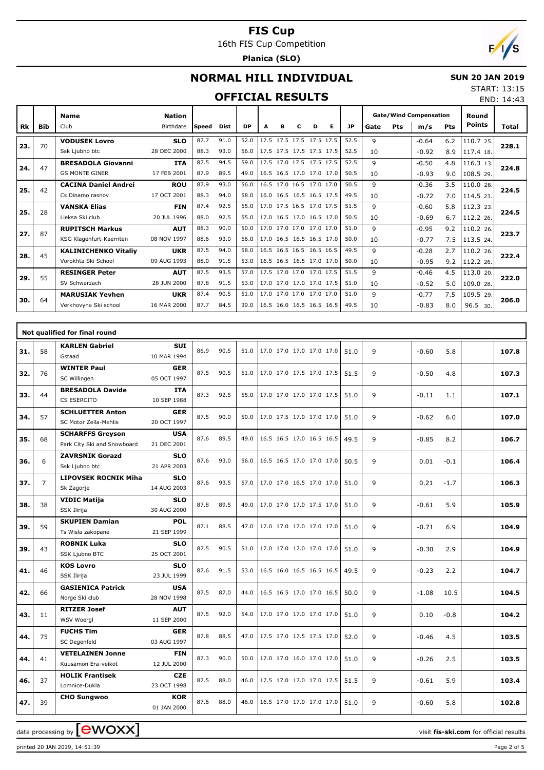# FIS Cup

16th FIS Cup Competition

**Planica (SLO)**

## NORMAL HILL INDIVIDUAL

**SUN 20 JAN 2019**

START: 13:15

END: 14:43

## OFFICIAL RESULTS

| Rk | Bib | Name / Club | Nation / Birthdate | Speed | Dist | DP | A | B | C | D | E | JP | Gate | Pts | m/s | Pts | Round Points | Total |
|---|---|---|---|---|---|---|---|---|---|---|---|---|---|---|---|---|---|---|
| 23. | 70 | VODUSEK Lovro<br>Ssk Ljubno btc | SLO<br>28 DEC 2000 | 87.7<br>88.3 | 91.0<br>93.0 | 52.0<br>56.0 | 17.5<br>17.5 | 17.5<br>17.5 | 17.5<br>17.5 | 17.5<br>17.5 | 17.5<br>17.5 | 52.5<br>52.5 | 9<br>10 | | -0.64<br>-0.92 | 6.2<br>8.9 | 110.7 25.<br>117.4 18. | 228.1 |
| 24. | 47 | BRESADOLA Giovanni<br>GS MONTE GINER | ITA<br>17 FEB 2001 | 87.5<br>87.9 | 94.5<br>89.5 | 59.0<br>49.0 | 17.5<br>16.5 | 17.0<br>16.5 | 17.5<br>17.0 | 17.5<br>17.0 | 17.5<br>17.0 | 52.5<br>50.5 | 9<br>10 | | -0.50<br>-0.93 | 4.8<br>9.0 | 116.3 13.<br>108.5 29. | 224.8 |
| 25. | 42 | CACINA Daniel Andrei<br>Cs Dinamo rasnov | ROU<br>17 OCT 2001 | 87.9<br>88.3 | 93.0<br>94.0 | 56.0<br>58.0 | 16.5<br>16.0 | 17.0<br>16.5 | 16.5<br>16.5 | 17.0<br>16.5 | 17.0<br>17.5 | 50.5<br>49.5 | 9<br>10 | | -0.36<br>-0.72 | 3.5<br>7.0 | 110.0 28.<br>114.5 23. | 224.5 |
| 25. | 28 | VANSKA Elias<br>Lieksa Ski club | FIN<br>20 JUL 1996 | 87.4<br>88.0 | 92.5<br>92.5 | 55.0<br>55.0 | 17.0<br>17.0 | 17.5<br>16.5 | 16.5<br>17.0 | 17.0<br>16.5 | 17.5<br>17.0 | 51.5<br>50.5 | 9<br>10 | | -0.60<br>-0.69 | 5.8<br>6.7 | 112.3 23.<br>112.2 26. | 224.5 |
| 27. | 87 | RUPITSCH Markus<br>KSG Klagenfurt-Kaernten | AUT<br>08 NOV 1997 | 88.3<br>88.6 | 90.0<br>93.0 | 50.0<br>56.0 | 17.0<br>17.0 | 17.0<br>16.5 | 17.0<br>16.5 | 17.0<br>16.5 | 17.0<br>17.0 | 51.0<br>50.0 | 9<br>10 | | -0.95<br>-0.77 | 9.2<br>7.5 | 110.2 26.<br>113.5 24. | 223.7 |
| 28. | 45 | KALINICHENKO Vitaliy<br>Vorokhta Ski School | UKR<br>09 AUG 1993 | 87.5<br>88.0 | 94.0<br>91.5 | 58.0<br>53.0 | 16.5<br>16.5 | 16.5<br>16.5 | 16.5<br>16.5 | 16.5<br>17.0 | 16.5<br>17.0 | 49.5<br>50.0 | 9<br>10 | | -0.28<br>-0.95 | 2.7<br>9.2 | 110.2 26.<br>112.2 26. | 222.4 |
| 29. | 55 | RESINGER Peter<br>SV Schwarzach | AUT<br>28 JUN 2000 | 87.5<br>87.8 | 93.5<br>91.5 | 57.0<br>53.0 | 17.5<br>17.0 | 17.0<br>17.0 | 17.0<br>17.0 | 17.0<br>17.0 | 17.5<br>17.5 | 51.5<br>51.0 | 9<br>10 | | -0.46<br>-0.52 | 4.5<br>5.0 | 113.0 20.<br>109.0 28. | 222.0 |
| 30. | 64 | MARUSIAK Yevhen<br>Verkhovyna Ski school | UKR<br>16 MAR 2000 | 87.4<br>87.7 | 90.5<br>84.5 | 51.0<br>39.0 | 17.0<br>16.5 | 17.0<br>16.0 | 17.0<br>16.5 | 17.0<br>16.5 | 17.0<br>16.5 | 51.0<br>49.5 | 9<br>10 | | -0.77<br>-0.83 | 7.5<br>8.0 | 109.5 29.<br>96.5 30. | 206.0 |

### Not qualified for final round

| Rk | Bib | Name / Club | Nation / Birthdate | Speed | Dist | DP | A | B | C | D | E | JP | Gate | Pts | m/s | Pts | Round Points | Total |
|---|---|---|---|---|---|---|---|---|---|---|---|---|---|---|---|---|---|---|
| 31. | 58 | KARLEN Gabriel<br>Gstaad | SUI<br>10 MAR 1994 | 86.9 | 90.5 | 51.0 | 17.0 | 17.0 | 17.0 | 17.0 | 17.0 | 51.0 | 9 | | -0.60 | 5.8 | | 107.8 |
| 32. | 76 | WINTER Paul<br>SC Willingen | GER<br>05 OCT 1997 | 87.5 | 90.5 | 51.0 | 17.0 | 17.0 | 17.5 | 17.0 | 17.5 | 51.5 | 9 | | -0.50 | 4.8 | | 107.3 |
| 33. | 44 | BRESADOLA Davide<br>CS ESERCITO | ITA<br>10 SEP 1988 | 87.3 | 92.5 | 55.0 | 17.0 | 17.0 | 17.0 | 17.0 | 17.5 | 51.0 | 9 | | -0.11 | 1.1 | | 107.1 |
| 34. | 57 | SCHLUETTER Anton<br>SC Motor Zella-Mehlis | GER<br>20 OCT 1997 | 87.5 | 90.0 | 50.0 | 17.0 | 17.5 | 17.0 | 17.0 | 17.0 | 51.0 | 9 | | -0.62 | 6.0 | | 107.0 |
| 35. | 68 | SCHARFFS Greyson<br>Park City Ski and Snowboard | USA<br>21 DEC 2001 | 87.6 | 89.5 | 49.0 | 16.5 | 16.5 | 17.0 | 16.5 | 16.5 | 49.5 | 9 | | -0.85 | 8.2 | | 106.7 |
| 36. | 6 | ZAVRSNIK Gorazd<br>Ssk Ljubno btc | SLO<br>21 APR 2003 | 87.6 | 93.0 | 56.0 | 16.5 | 16.5 | 17.0 | 17.0 | 17.0 | 50.5 | 9 | | 0.01 | -0.1 | | 106.4 |
| 37. | 7 | LIPOVSEK ROCNIK Miha<br>Sk Zagorje | SLO<br>14 AUG 2003 | 87.6 | 93.5 | 57.0 | 17.0 | 17.0 | 16.5 | 17.0 | 17.0 | 51.0 | 9 | | 0.21 | -1.7 | | 106.3 |
| 38. | 38 | VIDIC Matija<br>SSK Ilirija | SLO<br>30 AUG 2000 | 87.8 | 89.5 | 49.0 | 17.0 | 17.0 | 17.0 | 17.5 | 17.0 | 51.0 | 9 | | -0.61 | 5.9 | | 105.9 |
| 39. | 59 | SKUPIEN Damian<br>Ts Wisla zakopane | POL<br>21 SEP 1999 | 87.1 | 88.5 | 47.0 | 17.0 | 17.0 | 17.0 | 17.0 | 17.0 | 51.0 | 9 | | -0.71 | 6.9 | | 104.9 |
| 39. | 43 | ROBNIK Luka<br>SSK Ljubno BTC | SLO<br>25 OCT 2001 | 87.5 | 90.5 | 51.0 | 17.0 | 17.0 | 17.0 | 17.0 | 17.0 | 51.0 | 9 | | -0.30 | 2.9 | | 104.9 |
| 41. | 46 | KOS Lovro<br>SSK Ilirija | SLO<br>23 JUL 1999 | 87.6 | 91.5 | 53.0 | 16.5 | 16.0 | 16.5 | 16.5 | 16.5 | 49.5 | 9 | | -0.23 | 2.2 | | 104.7 |
| 42. | 66 | GASIENICA Patrick<br>Norge Ski club | USA<br>28 NOV 1998 | 87.5 | 87.0 | 44.0 | 16.5 | 16.5 | 17.0 | 17.0 | 16.5 | 50.0 | 9 | | -1.08 | 10.5 | | 104.5 |
| 43. | 11 | RITZER Josef<br>WSV Woergl | AUT<br>11 SEP 2000 | 87.5 | 92.0 | 54.0 | 17.0 | 17.0 | 17.0 | 17.0 | 17.0 | 51.0 | 9 | | 0.10 | -0.8 | | 104.2 |
| 44. | 75 | FUCHS Tim<br>SC Degenfeld | GER<br>03 AUG 1997 | 87.8 | 88.5 | 47.0 | 17.5 | 17.0 | 17.5 | 17.5 | 17.0 | 52.0 | 9 | | -0.46 | 4.5 | | 103.5 |
| 44. | 41 | VETELAINEN Jonne<br>Kuusamon Era-veikot | FIN<br>12 JUL 2000 | 87.3 | 90.0 | 50.0 | 17.0 | 17.0 | 16.0 | 17.0 | 17.0 | 51.0 | 9 | | -0.26 | 2.5 | | 103.5 |
| 46. | 37 | HOLIK Frantisek<br>Lomnice-Dukla | CZE<br>23 OCT 1998 | 87.5 | 88.0 | 46.0 | 17.5 | 17.0 | 17.0 | 17.0 | 17.5 | 51.5 | 9 | | -0.61 | 5.9 | | 103.4 |
| 47. | 39 | CHO Sungwoo | KOR<br>01 JAN 2000 | 87.6 | 88.0 | 46.0 | 16.5 | 17.0 | 17.0 | 17.0 | 17.0 | 51.0 | 9 | | -0.60 | 5.8 | | 102.8 |

data processing by ewoxx — visit fis-ski.com for official results

printed 20 JAN 2019, 14:51:39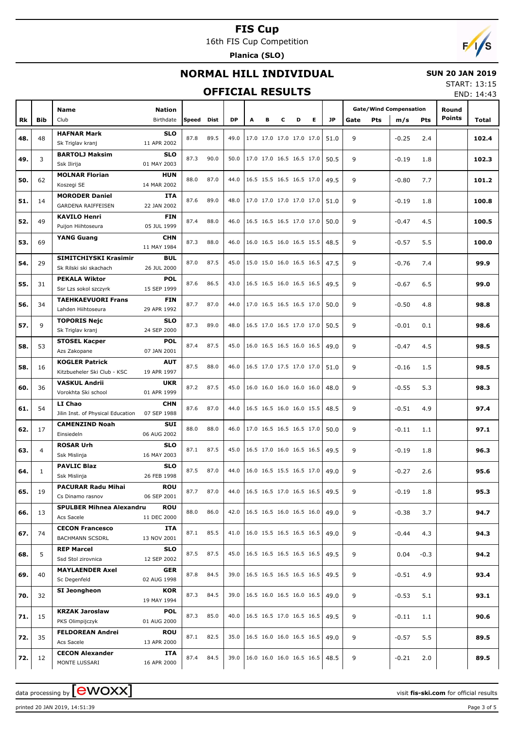# FIS Cup

16th FIS Cup Competition

**Planica (SLO)**

## NORMAL HILL INDIVIDUAL

**SUN 20 JAN 2019**

START: 13:15

END: 14:43

## OFFICIAL RESULTS

| Rk | Bib | Name / Club | Nation / Birthdate | Speed | Dist | DP | A | B | C | D | E | JP | Gate | Pts | m/s | Pts | Round Points | Total |
|---|---|---|---|---|---|---|---|---|---|---|---|---|---|---|---|---|---|---|
| 48. | 48 | **HAFNAR Mark** Sk Triglav kranj | **SLO** 11 APR 2002 | 87.8 | 89.5 | 49.0 | 17.0 | 17.0 | 17.0 | 17.0 | 17.0 | 51.0 | 9 | | -0.25 | 2.4 | | **102.4** |
| 49. | 3 | **BARTOLJ Maksim** Ssk Ilirija | **SLO** 01 MAY 2003 | 87.3 | 90.0 | 50.0 | 17.0 | 17.0 | 16.5 | 16.5 | 17.0 | 50.5 | 9 | | -0.19 | 1.8 | | **102.3** |
| 50. | 62 | **MOLNAR Florian** Koszegi SE | **HUN** 14 MAR 2002 | 88.0 | 87.0 | 44.0 | 16.5 | 15.5 | 16.5 | 16.5 | 17.0 | 49.5 | 9 | | -0.80 | 7.7 | | **101.2** |
| 51. | 14 | **MORODER Daniel** GARDENA RAIFFEISEN | **ITA** 22 JAN 2002 | 87.6 | 89.0 | 48.0 | 17.0 | 17.0 | 17.0 | 17.0 | 17.0 | 51.0 | 9 | | -0.19 | 1.8 | | **100.8** |
| 52. | 49 | **KAVILO Henri** Puijon Hiihtoseura | **FIN** 05 JUL 1999 | 87.4 | 88.0 | 46.0 | 16.5 | 16.5 | 16.5 | 17.0 | 17.0 | 50.0 | 9 | | -0.47 | 4.5 | | **100.5** |
| 53. | 69 | **YANG Guang** | **CHN** 11 MAY 1984 | 87.3 | 88.0 | 46.0 | 16.0 | 16.5 | 16.0 | 16.5 | 15.5 | 48.5 | 9 | | -0.57 | 5.5 | | **100.0** |
| 54. | 29 | **SIMITCHIYSKI Krasimir** Sk Rilski ski skachach | **BUL** 26 JUL 2000 | 87.0 | 87.5 | 45.0 | 15.0 | 15.0 | 16.0 | 16.5 | 16.5 | 47.5 | 9 | | -0.76 | 7.4 | | **99.9** |
| 55. | 31 | **PEKALA Wiktor** Ssr Lzs sokol szczyrk | **POL** 15 SEP 1999 | 87.6 | 86.5 | 43.0 | 16.5 | 16.5 | 16.0 | 16.5 | 16.5 | 49.5 | 9 | | -0.67 | 6.5 | | **99.0** |
| 56. | 34 | **TAEHKAEVUORI Frans** Lahden Hiihtoseura | **FIN** 29 APR 1992 | 87.7 | 87.0 | 44.0 | 17.0 | 16.5 | 16.5 | 16.5 | 17.0 | 50.0 | 9 | | -0.50 | 4.8 | | **98.8** |
| 57. | 9 | **TOPORIS Nejc** Sk Triglav kranj | **SLO** 24 SEP 2000 | 87.3 | 89.0 | 48.0 | 16.5 | 17.0 | 16.5 | 17.0 | 17.0 | 50.5 | 9 | | -0.01 | 0.1 | | **98.6** |
| 58. | 53 | **STOSEL Kacper** Azs Zakopane | **POL** 07 JAN 2001 | 87.4 | 87.5 | 45.0 | 16.0 | 16.5 | 16.5 | 16.0 | 16.5 | 49.0 | 9 | | -0.47 | 4.5 | | **98.5** |
| 58. | 16 | **KOGLER Patrick** Kitzbueheler Ski Club - KSC | **AUT** 19 APR 1997 | 87.5 | 88.0 | 46.0 | 16.5 | 17.0 | 17.5 | 17.0 | 17.0 | 51.0 | 9 | | -0.16 | 1.5 | | **98.5** |
| 60. | 36 | **VASKUL Andrii** Vorokhta Ski school | **UKR** 01 APR 1999 | 87.2 | 87.5 | 45.0 | 16.0 | 16.0 | 16.0 | 16.0 | 16.0 | 48.0 | 9 | | -0.55 | 5.3 | | **98.3** |
| 61. | 54 | **LI Chao** Jilin Inst. of Physical Education | **CHN** 07 SEP 1988 | 87.6 | 87.0 | 44.0 | 16.5 | 16.5 | 16.0 | 16.0 | 15.5 | 48.5 | 9 | | -0.51 | 4.9 | | **97.4** |
| 62. | 17 | **CAMENZIND Noah** Einsiedeln | **SUI** 06 AUG 2002 | 88.0 | 88.0 | 46.0 | 17.0 | 16.5 | 16.5 | 16.5 | 17.0 | 50.0 | 9 | | -0.11 | 1.1 | | **97.1** |
| 63. | 4 | **ROSAR Urh** Ssk Mislinja | **SLO** 16 MAY 2003 | 87.1 | 87.5 | 45.0 | 16.5 | 17.0 | 16.0 | 16.5 | 16.5 | 49.5 | 9 | | -0.19 | 1.8 | | **96.3** |
| 64. | 1 | **PAVLIC Blaz** Ssk Mislinja | **SLO** 26 FEB 1998 | 87.5 | 87.0 | 44.0 | 16.0 | 16.5 | 15.5 | 16.5 | 17.0 | 49.0 | 9 | | -0.27 | 2.6 | | **95.6** |
| 65. | 19 | **PACURAR Radu Mihai** Cs Dinamo rasnov | **ROU** 06 SEP 2001 | 87.7 | 87.0 | 44.0 | 16.5 | 16.5 | 17.0 | 16.5 | 16.5 | 49.5 | 9 | | -0.19 | 1.8 | | **95.3** |
| 66. | 13 | **SPULBER Mihnea Alexandru** Acs Sacele | **ROU** 11 DEC 2000 | 88.0 | 86.0 | 42.0 | 16.5 | 16.5 | 16.0 | 16.5 | 16.0 | 49.0 | 9 | | -0.38 | 3.7 | | **94.7** |
| 67. | 74 | **CECON Francesco** BACHMANN SCSDRL | **ITA** 13 NOV 2001 | 87.1 | 85.5 | 41.0 | 16.0 | 15.5 | 16.5 | 16.5 | 16.5 | 49.0 | 9 | | -0.44 | 4.3 | | **94.3** |
| 68. | 5 | **REP Marcel** Ssd Stol zirovnica | **SLO** 12 SEP 2002 | 87.5 | 87.5 | 45.0 | 16.5 | 16.5 | 16.5 | 16.5 | 16.5 | 49.5 | 9 | | 0.04 | -0.3 | | **94.2** |
| 69. | 40 | **MAYLAENDER Axel** Sc Degenfeld | **GER** 02 AUG 1998 | 87.8 | 84.5 | 39.0 | 16.5 | 16.5 | 16.5 | 16.5 | 16.5 | 49.5 | 9 | | -0.51 | 4.9 | | **93.4** |
| 70. | 32 | **SI Jeongheon** | **KOR** 19 MAY 1994 | 87.3 | 84.5 | 39.0 | 16.5 | 16.0 | 16.5 | 16.0 | 16.5 | 49.0 | 9 | | -0.53 | 5.1 | | **93.1** |
| 71. | 15 | **KRZAK Jaroslaw** PKS Olimpijczyk | **POL** 01 AUG 2000 | 87.3 | 85.0 | 40.0 | 16.5 | 16.5 | 17.0 | 16.5 | 16.5 | 49.5 | 9 | | -0.11 | 1.1 | | **90.6** |
| 72. | 35 | **FELDOREAN Andrei** Acs Sacele | **ROU** 13 APR 2000 | 87.1 | 82.5 | 35.0 | 16.5 | 16.0 | 16.0 | 16.5 | 16.5 | 49.0 | 9 | | -0.57 | 5.5 | | **89.5** |
| 72. | 12 | **CECON Alexander** MONTE LUSSARI | **ITA** 16 APR 2000 | 87.4 | 84.5 | 39.0 | 16.0 | 16.0 | 16.0 | 16.5 | 16.5 | 48.5 | 9 | | -0.21 | 2.0 | | **89.5** |

data processing by EWOXX — visit **fis-ski.com** for official results

printed 20 JAN 2019, 14:51:39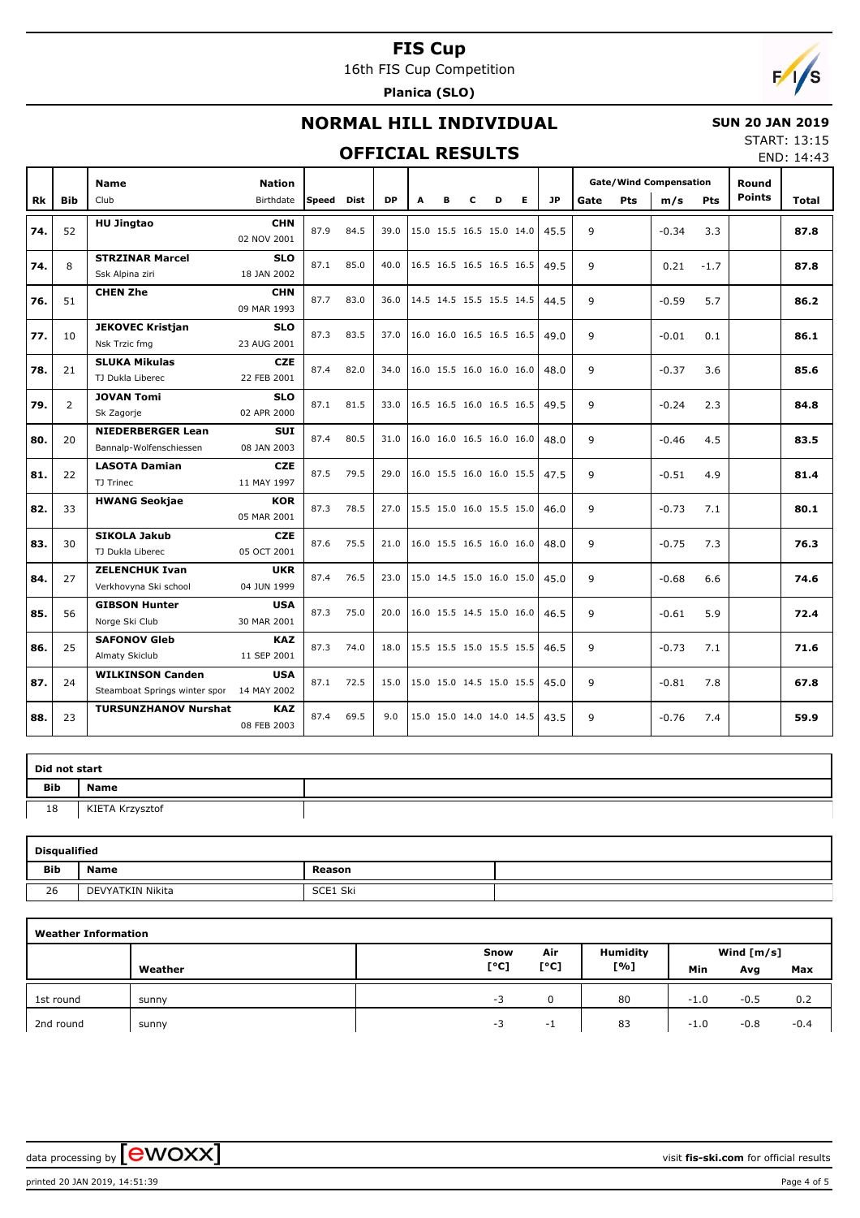# FIS Cup

16th FIS Cup Competition

**Planica (SLO)**

## NORMAL HILL INDIVIDUAL

**SUN 20 JAN 2019**

START: 13:15

END: 14:43

## OFFICIAL RESULTS

| Rk | Bib | Name / Club | Nation / Birthdate | Speed | Dist | DP | A | B | C | D | E | JP | Gate | Gate Pts | Wind m/s | Wind Pts | Round Points | Total |
|---|---|---|---|---|---|---|---|---|---|---|---|---|---|---|---|---|---|---|
| 74. | 52 | **HU Jingtao** | **CHN** 02 NOV 2001 | 87.9 | 84.5 | 39.0 | 15.0 | 15.5 | 16.5 | 15.0 | 14.0 | 45.5 | 9 | | -0.34 | 3.3 | | **87.8** |
| 74. | 8 | **STRZINAR Marcel** Ssk Alpina ziri | **SLO** 18 JAN 2002 | 87.1 | 85.0 | 40.0 | 16.5 | 16.5 | 16.5 | 16.5 | 16.5 | 49.5 | 9 | | 0.21 | -1.7 | | **87.8** |
| 76. | 51 | **CHEN Zhe** | **CHN** 09 MAR 1993 | 87.7 | 83.0 | 36.0 | 14.5 | 14.5 | 15.5 | 15.5 | 14.5 | 44.5 | 9 | | -0.59 | 5.7 | | **86.2** |
| 77. | 10 | **JEKOVEC Kristjan** Nsk Trzic fmg | **SLO** 23 AUG 2001 | 87.3 | 83.5 | 37.0 | 16.0 | 16.0 | 16.5 | 16.5 | 16.5 | 49.0 | 9 | | -0.01 | 0.1 | | **86.1** |
| 78. | 21 | **SLUKA Mikulas** TJ Dukla Liberec | **CZE** 22 FEB 2001 | 87.4 | 82.0 | 34.0 | 16.0 | 15.5 | 16.0 | 16.0 | 16.0 | 48.0 | 9 | | -0.37 | 3.6 | | **85.6** |
| 79. | 2 | **JOVAN Tomi** Sk Zagorje | **SLO** 02 APR 2000 | 87.1 | 81.5 | 33.0 | 16.5 | 16.5 | 16.0 | 16.5 | 16.5 | 49.5 | 9 | | -0.24 | 2.3 | | **84.8** |
| 80. | 20 | **NIEDERBERGER Lean** Bannalp-Wolfenschiessen | **SUI** 08 JAN 2003 | 87.4 | 80.5 | 31.0 | 16.0 | 16.0 | 16.5 | 16.0 | 16.0 | 48.0 | 9 | | -0.46 | 4.5 | | **83.5** |
| 81. | 22 | **LASOTA Damian** TJ Trinec | **CZE** 11 MAY 1997 | 87.5 | 79.5 | 29.0 | 16.0 | 15.5 | 16.0 | 16.0 | 15.5 | 47.5 | 9 | | -0.51 | 4.9 | | **81.4** |
| 82. | 33 | **HWANG Seokjae** | **KOR** 05 MAR 2001 | 87.3 | 78.5 | 27.0 | 15.5 | 15.0 | 16.0 | 15.5 | 15.0 | 46.0 | 9 | | -0.73 | 7.1 | | **80.1** |
| 83. | 30 | **SIKOLA Jakub** TJ Dukla Liberec | **CZE** 05 OCT 2001 | 87.6 | 75.5 | 21.0 | 16.0 | 15.5 | 16.5 | 16.0 | 16.0 | 48.0 | 9 | | -0.75 | 7.3 | | **76.3** |
| 84. | 27 | **ZELENCHUK Ivan** Verkhovyna Ski school | **UKR** 04 JUN 1999 | 87.4 | 76.5 | 23.0 | 15.0 | 14.5 | 15.0 | 16.0 | 15.0 | 45.0 | 9 | | -0.68 | 6.6 | | **74.6** |
| 85. | 56 | **GIBSON Hunter** Norge Ski Club | **USA** 30 MAR 2001 | 87.3 | 75.0 | 20.0 | 16.0 | 15.5 | 14.5 | 15.0 | 16.0 | 46.5 | 9 | | -0.61 | 5.9 | | **72.4** |
| 86. | 25 | **SAFONOV Gleb** Almaty Skiclub | **KAZ** 11 SEP 2001 | 87.3 | 74.0 | 18.0 | 15.5 | 15.5 | 15.0 | 15.5 | 15.5 | 46.5 | 9 | | -0.73 | 7.1 | | **71.6** |
| 87. | 24 | **WILKINSON Canden** Steamboat Springs winter spor | **USA** 14 MAY 2002 | 87.1 | 72.5 | 15.0 | 15.0 | 15.0 | 14.5 | 15.0 | 15.5 | 45.0 | 9 | | -0.81 | 7.8 | | **67.8** |
| 88. | 23 | **TURSUNZHANOV Nurshat** | **KAZ** 08 FEB 2003 | 87.4 | 69.5 | 9.0 | 15.0 | 15.0 | 14.0 | 14.0 | 14.5 | 43.5 | 9 | | -0.76 | 7.4 | | **59.9** |

**Did not start**

| Bib | Name |
|---|---|
| 18 | KIETA Krzysztof |

**Disqualified**

| Bib | Name | Reason |
|---|---|---|
| 26 | DEVYATKIN Nikita | SCE1 Ski |

**Weather Information**

| | Weather | Snow [°C] | Air [°C] | Humidity [%] | Wind [m/s] Min | Avg | Max |
|---|---|---|---|---|---|---|---|
| 1st round | sunny | -3 | 0 | 80 | -1.0 | -0.5 | 0.2 |
| 2nd round | sunny | -3 | -1 | 83 | -1.0 | -0.8 | -0.4 |

data processing by ewoxx — visit **fis-ski.com** for official results

printed 20 JAN 2019, 14:51:39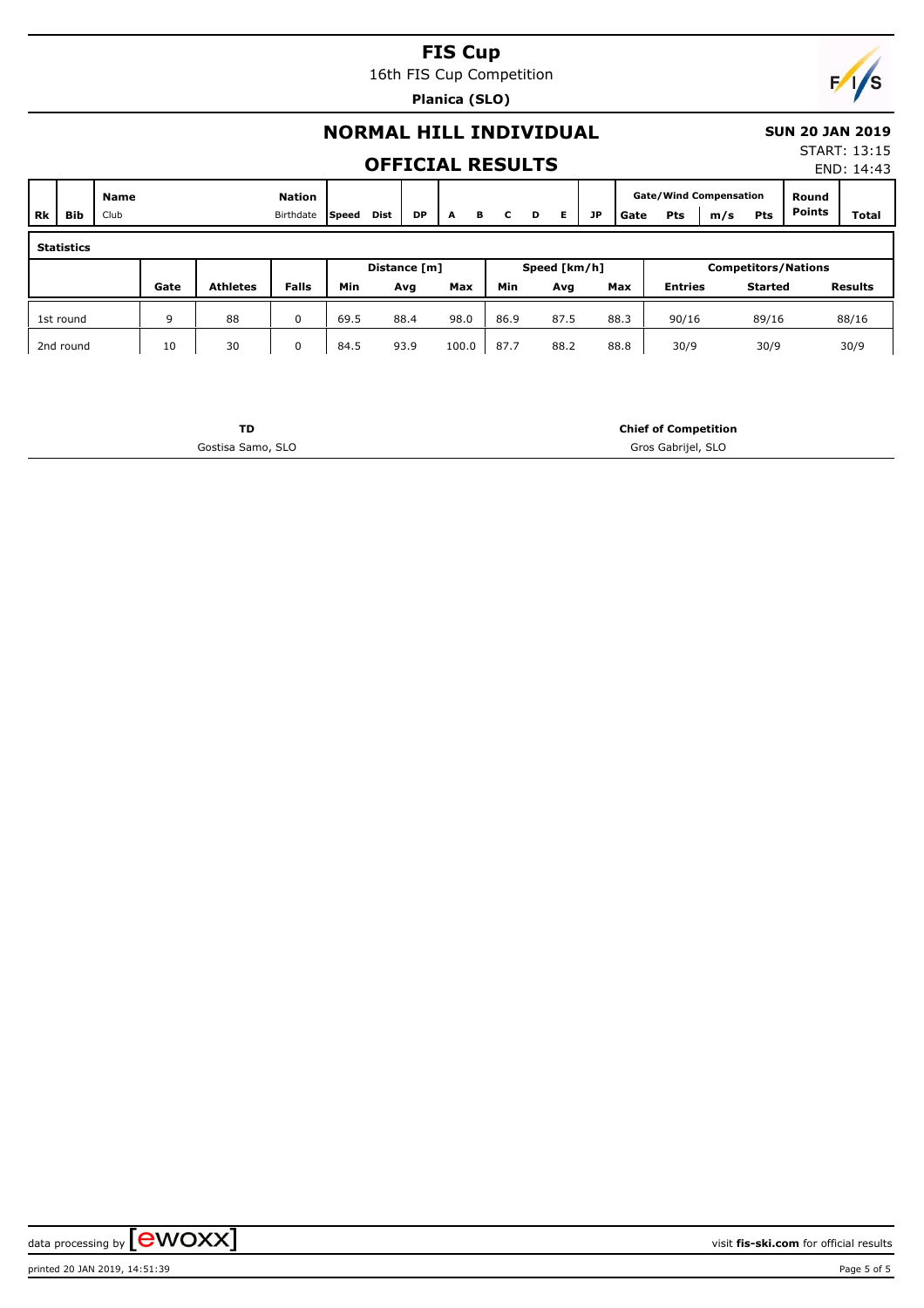# FIS Cup

16th FIS Cup Competition

**Planica (SLO)**

## NORMAL HILL INDIVIDUAL

**SUN 20 JAN 2019**

START: 13:15

END: 14:43

## OFFICIAL RESULTS

| Rk | Bib | Name / Club | Nation / Birthdate | Speed | Dist | DP | A | B | C | D | E | JP | Gate/Wind Compensation: Gate | Pts | m/s | Pts | Round Points | Total |
|---|---|---|---|---|---|---|---|---|---|---|---|---|---|---|---|---|---|---|

**Statistics**

| | Gate | Athletes | Falls | Distance [m] | | | Speed [km/h] | | | Competitors/Nations | | |
|---|---|---|---|---|---|---|---|---|---|---|---|---|
| | | | | Min | Avg | Max | Min | Avg | Max | Entries | Started | Results |
| 1st round | 9 | 88 | 0 | 69.5 | 88.4 | 98.0 | 86.9 | 87.5 | 88.3 | 90/16 | 89/16 | 88/16 |
| 2nd round | 10 | 30 | 0 | 84.5 | 93.9 | 100.0 | 87.7 | 88.2 | 88.8 | 30/9 | 30/9 | 30/9 |

| TD | Chief of Competition |
|---|---|
| Gostisa Samo, SLO | Gros Gabrijel, SLO |

data processing by [ewoxx]

visit **fis-ski.com** for official results

printed 20 JAN 2019, 14:51:39